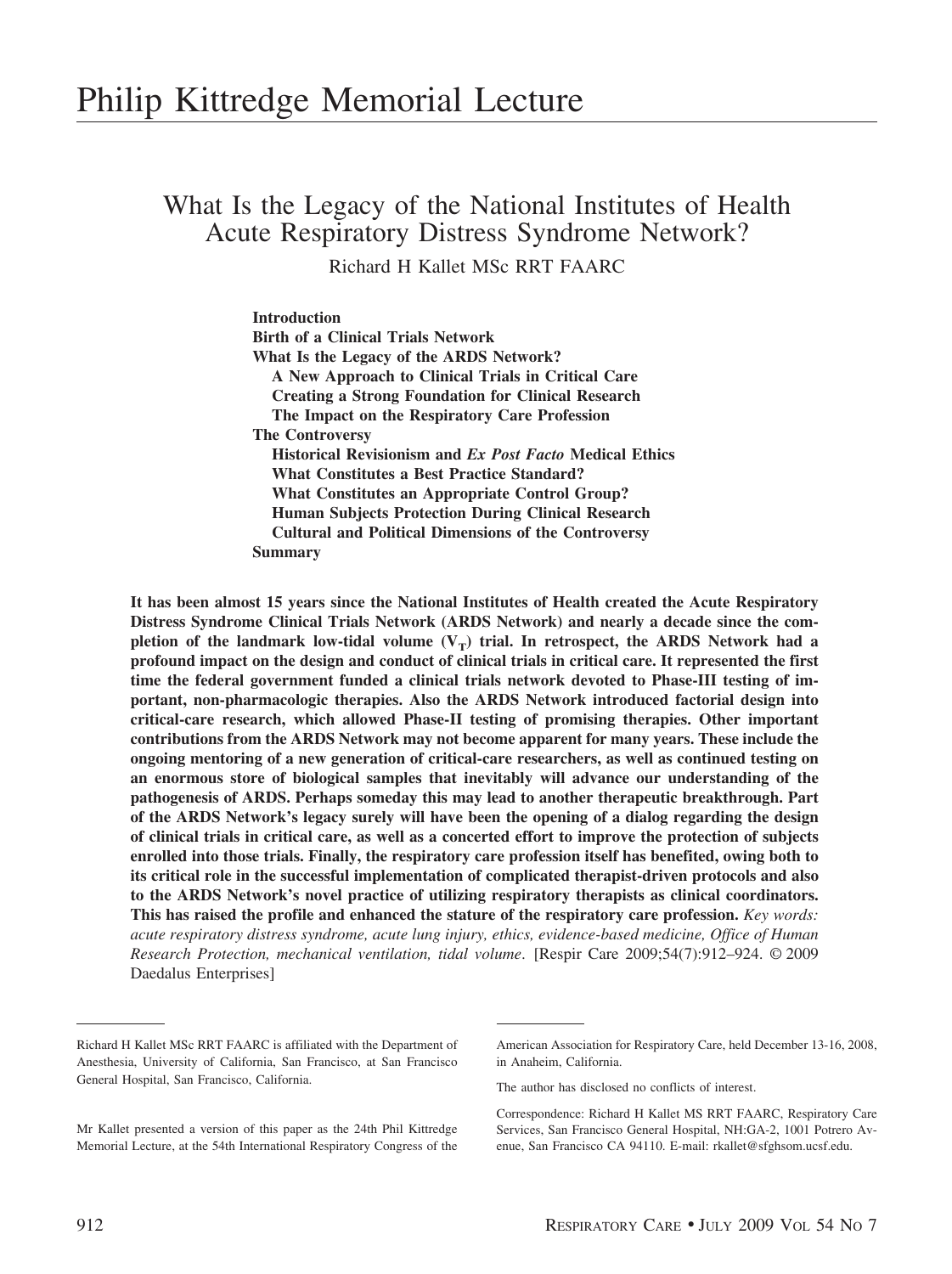# Philip Kittredge Memorial Lecture

## What Is the Legacy of the National Institutes of Health Acute Respiratory Distress Syndrome Network?

Richard H Kallet MSc RRT FAARC

**Introduction**
**Birth of a Clinical Trials Network**
**What Is the Legacy of the ARDS Network?**
- **A New Approach to Clinical Trials in Critical Care**
- **Creating a Strong Foundation for Clinical Research**
- **The Impact on the Respiratory Care Profession**

**The Controversy**
- **Historical Revisionism and *Ex Post Facto* Medical Ethics**
- **What Constitutes a Best Practice Standard?**
- **What Constitutes an Appropriate Control Group?**
- **Human Subjects Protection During Clinical Research**
- **Cultural and Political Dimensions of the Controversy**

**Summary**

**It has been almost 15 years since the National Institutes of Health created the Acute Respiratory Distress Syndrome Clinical Trials Network (ARDS Network) and nearly a decade since the completion of the landmark low-tidal volume ($V_T$) trial. In retrospect, the ARDS Network had a profound impact on the design and conduct of clinical trials in critical care. It represented the first time the federal government funded a clinical trials network devoted to Phase-III testing of important, non-pharmacologic therapies. Also the ARDS Network introduced factorial design into critical-care research, which allowed Phase-II testing of promising therapies. Other important contributions from the ARDS Network may not become apparent for many years. These include the ongoing mentoring of a new generation of critical-care researchers, as well as continued testing on an enormous store of biological samples that inevitably will advance our understanding of the pathogenesis of ARDS. Perhaps someday this may lead to another therapeutic breakthrough. Part of the ARDS Network's legacy surely will have been the opening of a dialog regarding the design of clinical trials in critical care, as well as a concerted effort to improve the protection of subjects enrolled into those trials. Finally, the respiratory care profession itself has benefited, owing both to its critical role in the successful implementation of complicated therapist-driven protocols and also to the ARDS Network's novel practice of utilizing respiratory therapists as clinical coordinators. This has raised the profile and enhanced the stature of the respiratory care profession.** *Key words: acute respiratory distress syndrome, acute lung injury, ethics, evidence-based medicine, Office of Human Research Protection, mechanical ventilation, tidal volume*. [Respir Care 2009;54(7):912–924. © 2009 Daedalus Enterprises]

---

Richard H Kallet MSc RRT FAARC is affiliated with the Department of Anesthesia, University of California, San Francisco, at San Francisco General Hospital, San Francisco, California.

Mr Kallet presented a version of this paper as the 24th Phil Kittredge Memorial Lecture, at the 54th International Respiratory Congress of the American Association for Respiratory Care, held December 13-16, 2008, in Anaheim, California.

The author has disclosed no conflicts of interest.

Correspondence: Richard H Kallet MS RRT FAARC, Respiratory Care Services, San Francisco General Hospital, NH:GA-2, 1001 Potrero Avenue, San Francisco CA 94110. E-mail: rkallet@sfghsom.ucsf.edu.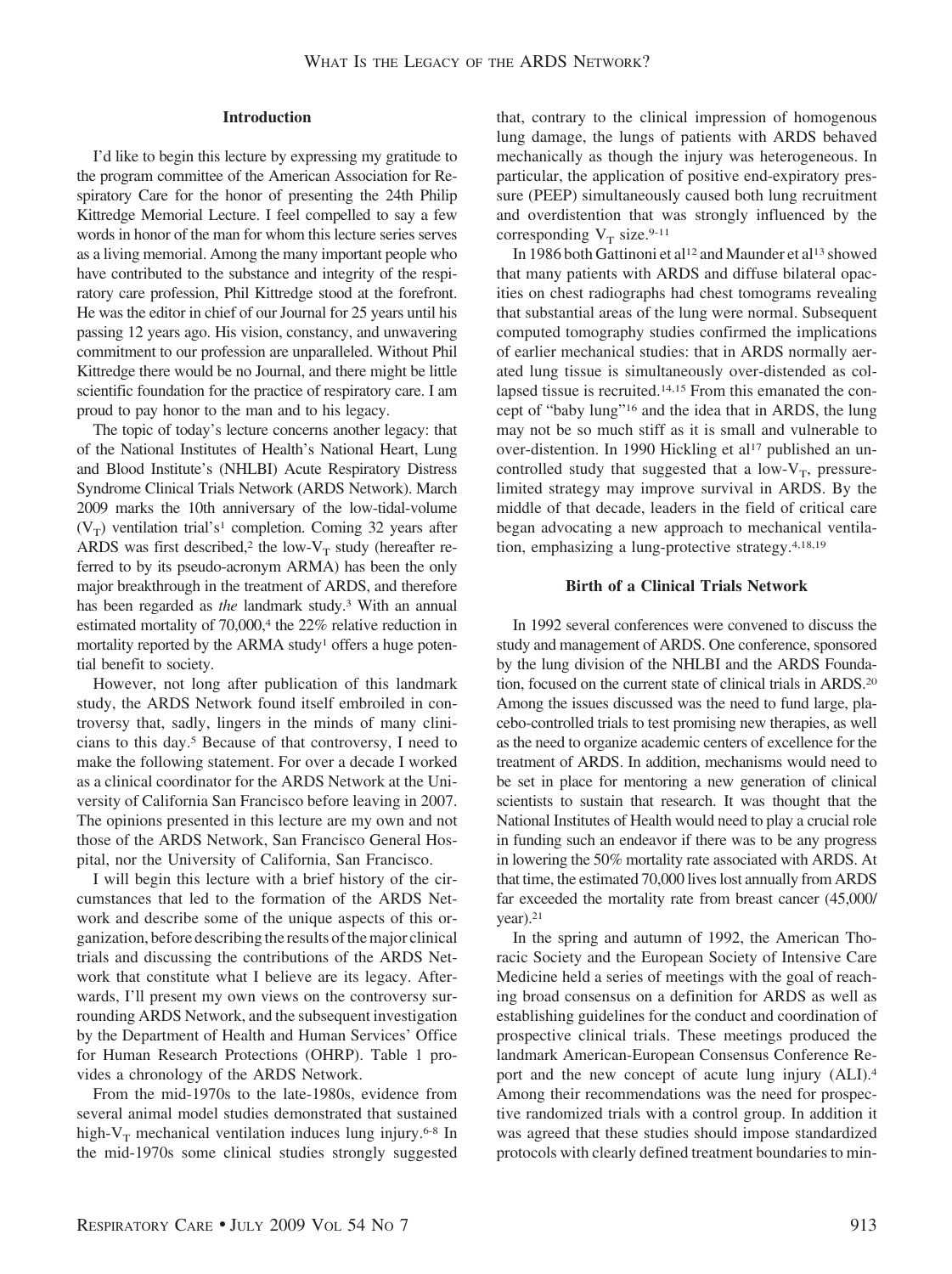## Introduction

I'd like to begin this lecture by expressing my gratitude to the program committee of the American Association for Respiratory Care for the honor of presenting the 24th Philip Kittredge Memorial Lecture. I feel compelled to say a few words in honor of the man for whom this lecture series serves as a living memorial. Among the many important people who have contributed to the substance and integrity of the respiratory care profession, Phil Kittredge stood at the forefront. He was the editor in chief of our Journal for 25 years until his passing 12 years ago. His vision, constancy, and unwavering commitment to our profession are unparalleled. Without Phil Kittredge there would be no Journal, and there might be little scientific foundation for the practice of respiratory care. I am proud to pay honor to the man and to his legacy.

The topic of today's lecture concerns another legacy: that of the National Institutes of Health's National Heart, Lung and Blood Institute's (NHLBI) Acute Respiratory Distress Syndrome Clinical Trials Network (ARDS Network). March 2009 marks the 10th anniversary of the low-tidal-volume ($V_T$) ventilation trial's[1] completion. Coming 32 years after ARDS was first described,[2] the low-$V_T$ study (hereafter referred to by its pseudo-acronym ARMA) has been the only major breakthrough in the treatment of ARDS, and therefore has been regarded as *the* landmark study.[3] With an annual estimated mortality of 70,000,[4] the 22% relative reduction in mortality reported by the ARMA study[1] offers a huge potential benefit to society.

However, not long after publication of this landmark study, the ARDS Network found itself embroiled in controversy that, sadly, lingers in the minds of many clinicians to this day.[5] Because of that controversy, I need to make the following statement. For over a decade I worked as a clinical coordinator for the ARDS Network at the University of California San Francisco before leaving in 2007. The opinions presented in this lecture are my own and not those of the ARDS Network, San Francisco General Hospital, nor the University of California, San Francisco.

I will begin this lecture with a brief history of the circumstances that led to the formation of the ARDS Network and describe some of the unique aspects of this organization, before describing the results of the major clinical trials and discussing the contributions of the ARDS Network that constitute what I believe are its legacy. Afterwards, I'll present my own views on the controversy surrounding ARDS Network, and the subsequent investigation by the Department of Health and Human Services' Office for Human Research Protections (OHRP). Table 1 provides a chronology of the ARDS Network.

From the mid-1970s to the late-1980s, evidence from several animal model studies demonstrated that sustained high-$V_T$ mechanical ventilation induces lung injury.[6-8] In the mid-1970s some clinical studies strongly suggested that, contrary to the clinical impression of homogenous lung damage, the lungs of patients with ARDS behaved mechanically as though the injury was heterogeneous. In particular, the application of positive end-expiratory pressure (PEEP) simultaneously caused both lung recruitment and overdistention that was strongly influenced by the corresponding $V_T$ size.[9-11]

In 1986 both Gattinoni et al[12] and Maunder et al[13] showed that many patients with ARDS and diffuse bilateral opacities on chest radiographs had chest tomograms revealing that substantial areas of the lung were normal. Subsequent computed tomography studies confirmed the implications of earlier mechanical studies: that in ARDS normally aerated lung tissue is simultaneously over-distended as collapsed tissue is recruited.[14,15] From this emanated the concept of "baby lung"[16] and the idea that in ARDS, the lung may not be so much stiff as it is small and vulnerable to over-distention. In 1990 Hickling et al[17] published an uncontrolled study that suggested that a low-$V_T$, pressure-limited strategy may improve survival in ARDS. By the middle of that decade, leaders in the field of critical care began advocating a new approach to mechanical ventilation, emphasizing a lung-protective strategy.[4,18,19]

## Birth of a Clinical Trials Network

In 1992 several conferences were convened to discuss the study and management of ARDS. One conference, sponsored by the lung division of the NHLBI and the ARDS Foundation, focused on the current state of clinical trials in ARDS.[20] Among the issues discussed was the need to fund large, placebo-controlled trials to test promising new therapies, as well as the need to organize academic centers of excellence for the treatment of ARDS. In addition, mechanisms would need to be set in place for mentoring a new generation of clinical scientists to sustain that research. It was thought that the National Institutes of Health would need to play a crucial role in funding such an endeavor if there was to be any progress in lowering the 50% mortality rate associated with ARDS. At that time, the estimated 70,000 lives lost annually from ARDS far exceeded the mortality rate from breast cancer (45,000/year).[21]

In the spring and autumn of 1992, the American Thoracic Society and the European Society of Intensive Care Medicine held a series of meetings with the goal of reaching broad consensus on a definition for ARDS as well as establishing guidelines for the conduct and coordination of prospective clinical trials. These meetings produced the landmark American-European Consensus Conference Report and the new concept of acute lung injury (ALI).[4] Among their recommendations was the need for prospective randomized trials with a control group. In addition it was agreed that these studies should impose standardized protocols with clearly defined treatment boundaries to min-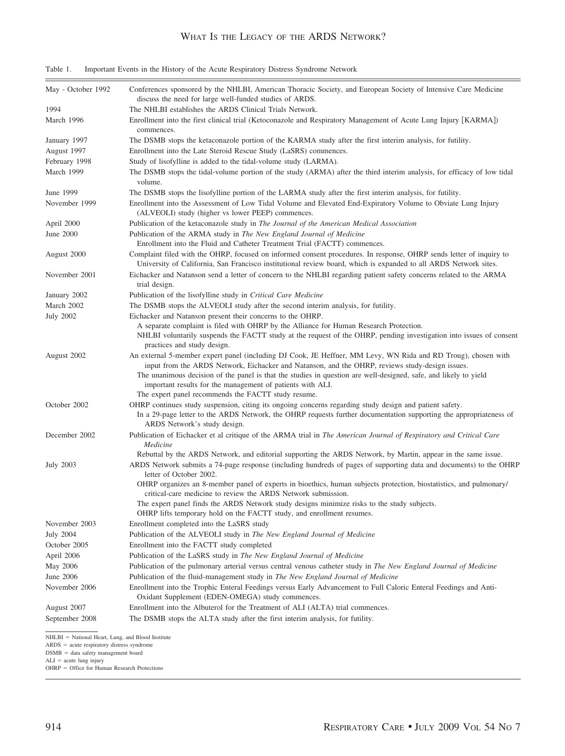Table 1. Important Events in the History of the Acute Respiratory Distress Syndrome Network

| | |
|---|---|
| May - October 1992 | Conferences sponsored by the NHLBI, American Thoracic Society, and European Society of Intensive Care Medicine discuss the need for large well-funded studies of ARDS. |
| 1994 | The NHLBI establishes the ARDS Clinical Trials Network. |
| March 1996 | Enrollment into the first clinical trial (Ketoconazole and Respiratory Management of Acute Lung Injury [KARMA]) commences. |
| January 1997 | The DSMB stops the ketaconazole portion of the KARMA study after the first interim analysis, for futility. |
| August 1997 | Enrollment into the Late Steroid Rescue Study (LaSRS) commences. |
| February 1998 | Study of lisofylline is added to the tidal-volume study (LARMA). |
| March 1999 | The DSMB stops the tidal-volume portion of the study (ARMA) after the third interim analysis, for efficacy of low tidal volume. |
| June 1999 | The DSMB stops the lisofylline portion of the LARMA study after the first interim analysis, for futility. |
| November 1999 | Enrollment into the Assessment of Low Tidal Volume and Elevated End-Expiratory Volume to Obviate Lung Injury (ALVEOLI) study (higher vs lower PEEP) commences. |
| April 2000 | Publication of the ketaconazole study in *The Journal of the American Medical Association* |
| June 2000 | Publication of the ARMA study in *The New England Journal of Medicine*<br>Enrollment into the Fluid and Catheter Treatment Trial (FACTT) commences. |
| August 2000 | Complaint filed with the OHRP, focused on informed consent procedures. In response, OHRP sends letter of inquiry to University of California, San Francisco institutional review board, which is expanded to all ARDS Network sites. |
| November 2001 | Eichacker and Natanson send a letter of concern to the NHLBI regarding patient safety concerns related to the ARMA trial design. |
| January 2002 | Publication of the lisofylline study in *Critical Care Medicine* |
| March 2002 | The DSMB stops the ALVEOLI study after the second interim analysis, for futility. |
| July 2002 | Eichacker and Natanson present their concerns to the OHRP.<br>A separate complaint is filed with OHRP by the Alliance for Human Research Protection.<br>NHLBI voluntarily suspends the FACTT study at the request of the OHRP, pending investigation into issues of consent practices and study design. |
| August 2002 | An external 5-member expert panel (including DJ Cook, JE Heffner, MM Levy, WN Rida and RD Troug), chosen with input from the ARDS Network, Eichacker and Natanson, and the OHRP, reviews study-design issues.<br>The unanimous decision of the panel is that the studies in question are well-designed, safe, and likely to yield important results for the management of patients with ALI.<br>The expert panel recommends the FACTT study resume. |
| October 2002 | OHRP continues study suspension, citing its ongoing concerns regarding study design and patient safety.<br>In a 29-page letter to the ARDS Network, the OHRP requests further documentation supporting the appropriateness of ARDS Network's study design. |
| December 2002 | Publication of Eichacker et al critique of the ARMA trial in *The American Journal of Respiratory and Critical Care Medicine*<br>Rebuttal by the ARDS Network, and editorial supporting the ARDS Network, by Martin, appear in the same issue. |
| July 2003 | ARDS Network submits a 74-page response (including hundreds of pages of supporting data and documents) to the OHRP letter of October 2002.<br>OHRP organizes an 8-member panel of experts in bioethics, human subjects protection, biostatistics, and pulmonary/critical-care medicine to review the ARDS Network submission.<br>The expert panel finds the ARDS Network study designs minimize risks to the study subjects.<br>OHRP lifts temporary hold on the FACTT study, and enrollment resumes. |
| November 2003 | Enrollment completed into the LaSRS study |
| July 2004 | Publication of the ALVEOLI study in *The New England Journal of Medicine* |
| October 2005 | Enrollment into the FACTT study completed |
| April 2006 | Publication of the LaSRS study in *The New England Journal of Medicine* |
| May 2006 | Publication of the pulmonary arterial versus central venous catheter study in *The New England Journal of Medicine* |
| June 2006 | Publication of the fluid-management study in *The New England Journal of Medicine* |
| November 2006 | Enrollment into the Trophic Enteral Feedings versus Early Advancement to Full Caloric Enteral Feedings and Anti-Oxidant Supplement (EDEN-OMEGA) study commences. |
| August 2007 | Enrollment into the Albuterol for the Treatment of ALI (ALTA) trial commences. |
| September 2008 | The DSMB stops the ALTA study after the first interim analysis, for futility. |

NHLBI = National Heart, Lung, and Blood Institute
ARDS = acute respiratory distress syndrome
DSMB = data safety management board
ALI = acute lung injury
OHRP = Office for Human Research Protections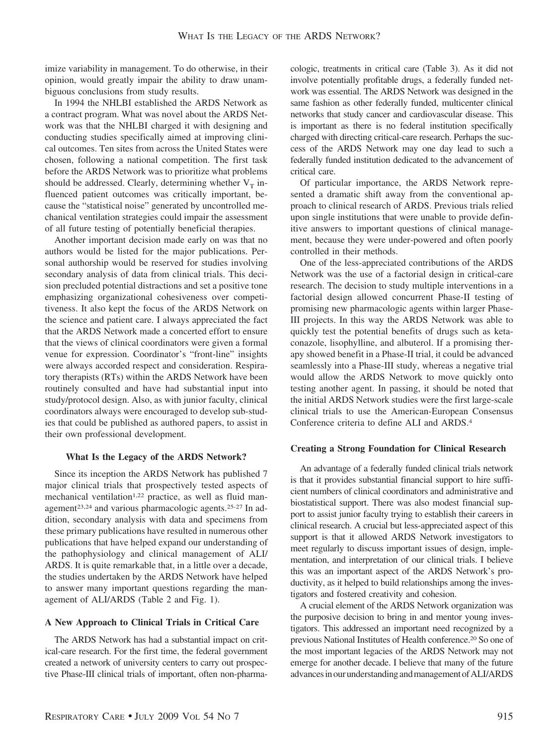imize variability in management. To do otherwise, in their opinion, would greatly impair the ability to draw unambiguous conclusions from study results.

In 1994 the NHLBI established the ARDS Network as a contract program. What was novel about the ARDS Network was that the NHLBI charged it with designing and conducting studies specifically aimed at improving clinical outcomes. Ten sites from across the United States were chosen, following a national competition. The first task before the ARDS Network was to prioritize what problems should be addressed. Clearly, determining whether $V_T$ influenced patient outcomes was critically important, because the "statistical noise" generated by uncontrolled mechanical ventilation strategies could impair the assessment of all future testing of potentially beneficial therapies.

Another important decision made early on was that no authors would be listed for the major publications. Personal authorship would be reserved for studies involving secondary analysis of data from clinical trials. This decision precluded potential distractions and set a positive tone emphasizing organizational cohesiveness over competitiveness. It also kept the focus of the ARDS Network on the science and patient care. I always appreciated the fact that the ARDS Network made a concerted effort to ensure that the views of clinical coordinators were given a formal venue for expression. Coordinator's "front-line" insights were always accorded respect and consideration. Respiratory therapists (RTs) within the ARDS Network have been routinely consulted and have had substantial input into study/protocol design. Also, as with junior faculty, clinical coordinators always were encouraged to develop sub-studies that could be published as authored papers, to assist in their own professional development.

### What Is the Legacy of the ARDS Network?

Since its inception the ARDS Network has published 7 major clinical trials that prospectively tested aspects of mechanical ventilation[1,22] practice, as well as fluid management[23,24] and various pharmacologic agents.[25-27] In addition, secondary analysis with data and specimens from these primary publications have resulted in numerous other publications that have helped expand our understanding of the pathophysiology and clinical management of ALI/ARDS. It is quite remarkable that, in a little over a decade, the studies undertaken by the ARDS Network have helped to answer many important questions regarding the management of ALI/ARDS (Table 2 and Fig. 1).

### A New Approach to Clinical Trials in Critical Care

The ARDS Network has had a substantial impact on critical-care research. For the first time, the federal government created a network of university centers to carry out prospective Phase-III clinical trials of important, often non-pharmacologic, treatments in critical care (Table 3). As it did not involve potentially profitable drugs, a federally funded network was essential. The ARDS Network was designed in the same fashion as other federally funded, multicenter clinical networks that study cancer and cardiovascular disease. This is important as there is no federal institution specifically charged with directing critical-care research. Perhaps the success of the ARDS Network may one day lead to such a federally funded institution dedicated to the advancement of critical care.

Of particular importance, the ARDS Network represented a dramatic shift away from the conventional approach to clinical research of ARDS. Previous trials relied upon single institutions that were unable to provide definitive answers to important questions of clinical management, because they were under-powered and often poorly controlled in their methods.

One of the less-appreciated contributions of the ARDS Network was the use of a factorial design in critical-care research. The decision to study multiple interventions in a factorial design allowed concurrent Phase-II testing of promising new pharmacologic agents within larger Phase-III projects. In this way the ARDS Network was able to quickly test the potential benefits of drugs such as ketaconazole, lisophylline, and albuterol. If a promising therapy showed benefit in a Phase-II trial, it could be advanced seamlessly into a Phase-III study, whereas a negative trial would allow the ARDS Network to move quickly onto testing another agent. In passing, it should be noted that the initial ARDS Network studies were the first large-scale clinical trials to use the American-European Consensus Conference criteria to define ALI and ARDS.[4]

### Creating a Strong Foundation for Clinical Research

An advantage of a federally funded clinical trials network is that it provides substantial financial support to hire sufficient numbers of clinical coordinators and administrative and biostatistical support. There was also modest financial support to assist junior faculty trying to establish their careers in clinical research. A crucial but less-appreciated aspect of this support is that it allowed ARDS Network investigators to meet regularly to discuss important issues of design, implementation, and interpretation of our clinical trials. I believe this was an important aspect of the ARDS Network's productivity, as it helped to build relationships among the investigators and fostered creativity and cohesion.

A crucial element of the ARDS Network organization was the purposive decision to bring in and mentor young investigators. This addressed an important need recognized by a previous National Institutes of Health conference.[20] So one of the most important legacies of the ARDS Network may not emerge for another decade. I believe that many of the future advances in our understanding and management of ALI/ARDS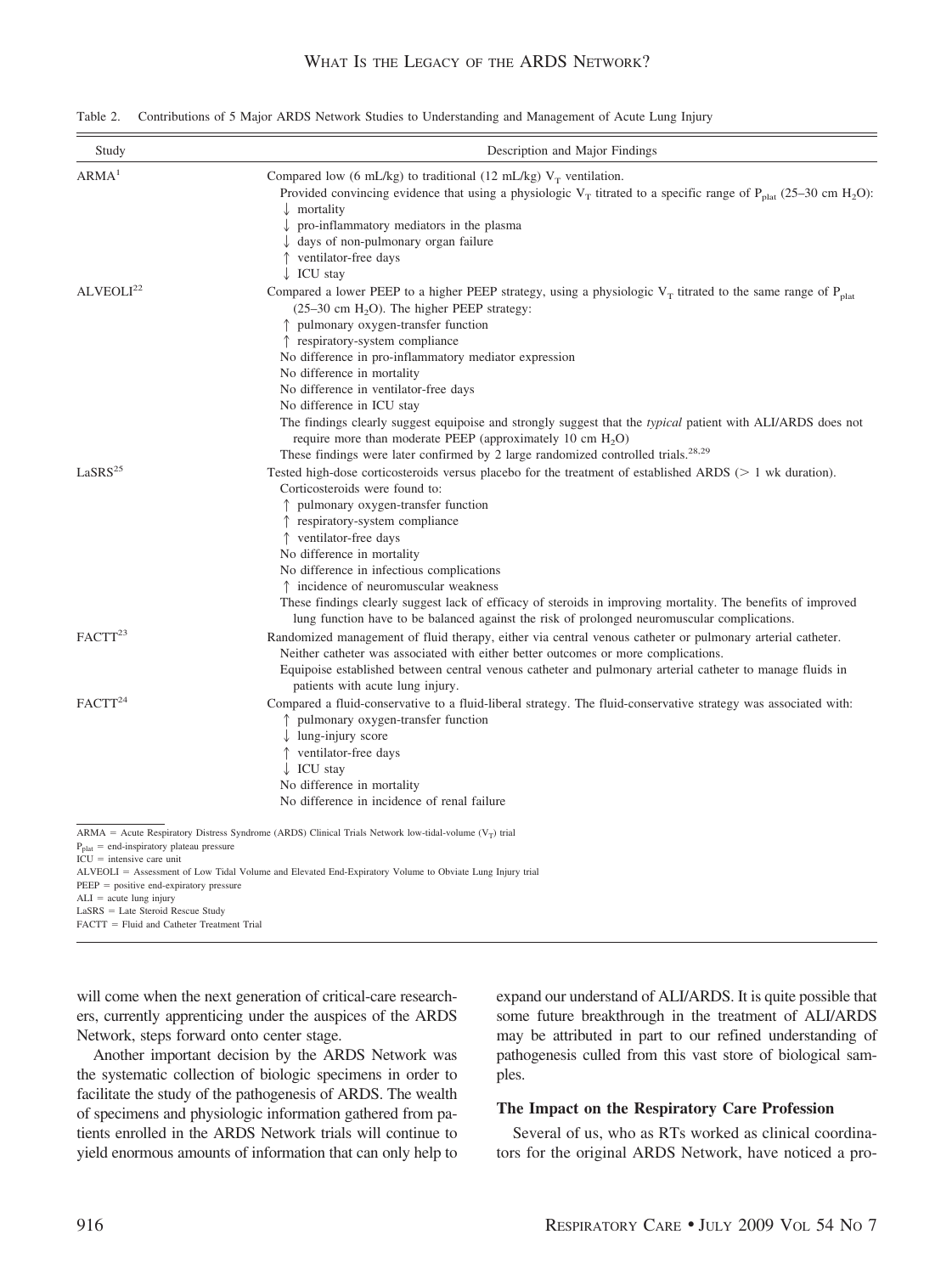Table 2. Contributions of 5 Major ARDS Network Studies to Understanding and Management of Acute Lung Injury

| Study | Description and Major Findings |
|---|---|
| ARMA[1] | Compared low (6 mL/kg) to traditional (12 mL/kg) $V_T$ ventilation.<br>Provided convincing evidence that using a physiologic $V_T$ titrated to a specific range of $P_{plat}$ (25–30 cm $H_2O$):<br>↓ mortality<br>↓ pro-inflammatory mediators in the plasma<br>↓ days of non-pulmonary organ failure<br>↑ ventilator-free days<br>↓ ICU stay |
| ALVEOLI[22] | Compared a lower PEEP to a higher PEEP strategy, using a physiologic $V_T$ titrated to the same range of $P_{plat}$ (25–30 cm $H_2O$). The higher PEEP strategy:<br>↑ pulmonary oxygen-transfer function<br>↑ respiratory-system compliance<br>No difference in pro-inflammatory mediator expression<br>No difference in mortality<br>No difference in ventilator-free days<br>No difference in ICU stay<br>The findings clearly suggest equipoise and strongly suggest that the *typical* patient with ALI/ARDS does not require more than moderate PEEP (approximately 10 cm $H_2O$)<br>These findings were later confirmed by 2 large randomized controlled trials.[28,29] |
| LaSRS[25] | Tested high-dose corticosteroids versus placebo for the treatment of established ARDS (> 1 wk duration).<br>Corticosteroids were found to:<br>↑ pulmonary oxygen-transfer function<br>↑ respiratory-system compliance<br>↑ ventilator-free days<br>No difference in mortality<br>No difference in infectious complications<br>↑ incidence of neuromuscular weakness<br>These findings clearly suggest lack of efficacy of steroids in improving mortality. The benefits of improved lung function have to be balanced against the risk of prolonged neuromuscular complications. |
| FACTT[23] | Randomized management of fluid therapy, either via central venous catheter or pulmonary arterial catheter.<br>Neither catheter was associated with either better outcomes or more complications.<br>Equipoise established between central venous catheter and pulmonary arterial catheter to manage fluids in patients with acute lung injury. |
| FACTT[24] | Compared a fluid-conservative to a fluid-liberal strategy. The fluid-conservative strategy was associated with:<br>↑ pulmonary oxygen-transfer function<br>↓ lung-injury score<br>↑ ventilator-free days<br>↓ ICU stay<br>No difference in mortality<br>No difference in incidence of renal failure |

ARMA = Acute Respiratory Distress Syndrome (ARDS) Clinical Trials Network low-tidal-volume ($V_T$) trial
$P_{plat}$ = end-inspiratory plateau pressure
ICU = intensive care unit
ALVEOLI = Assessment of Low Tidal Volume and Elevated End-Expiratory Volume to Obviate Lung Injury trial
PEEP = positive end-expiratory pressure
ALI = acute lung injury
LaSRS = Late Steroid Rescue Study
FACTT = Fluid and Catheter Treatment Trial

will come when the next generation of critical-care researchers, currently apprenticing under the auspices of the ARDS Network, steps forward onto center stage.

Another important decision by the ARDS Network was the systematic collection of biologic specimens in order to facilitate the study of the pathogenesis of ARDS. The wealth of specimens and physiologic information gathered from patients enrolled in the ARDS Network trials will continue to yield enormous amounts of information that can only help to expand our understand of ALI/ARDS. It is quite possible that some future breakthrough in the treatment of ALI/ARDS may be attributed in part to our refined understanding of pathogenesis culled from this vast store of biological samples.

### The Impact on the Respiratory Care Profession

Several of us, who as RTs worked as clinical coordinators for the original ARDS Network, have noticed a pro-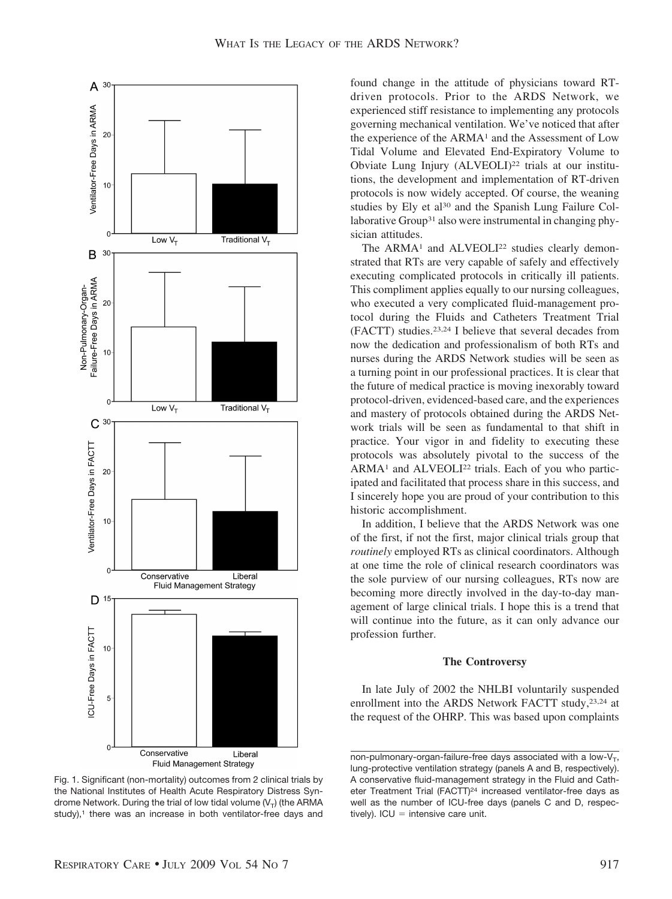found change in the attitude of physicians toward RT-driven protocols. Prior to the ARDS Network, we experienced stiff resistance to implementing any protocols governing mechanical ventilation. We've noticed that after the experience of the ARMA[1] and the Assessment of Low Tidal Volume and Elevated End-Expiratory Volume to Obviate Lung Injury (ALVEOLI)[22] trials at our institutions, the development and implementation of RT-driven protocols is now widely accepted. Of course, the weaning studies by Ely et al[30] and the Spanish Lung Failure Collaborative Group[31] also were instrumental in changing physician attitudes.

The ARMA[1] and ALVEOLI[22] studies clearly demonstrated that RTs are very capable of safely and effectively executing complicated protocols in critically ill patients. This compliment applies equally to our nursing colleagues, who executed a very complicated fluid-management protocol during the Fluids and Catheters Treatment Trial (FACTT) studies.[23,24] I believe that several decades from now the dedication and professionalism of both RTs and nurses during the ARDS Network studies will be seen as a turning point in our professional practices. It is clear that the future of medical practice is moving inexorably toward protocol-driven, evidenced-based care, and the experiences and mastery of protocols obtained during the ARDS Network trials will be seen as fundamental to that shift in practice. Your vigor in and fidelity to executing these protocols was absolutely pivotal to the success of the ARMA[1] and ALVEOLI[22] trials. Each of you who participated and facilitated that process share in this success, and I sincerely hope you are proud of your contribution to this historic accomplishment.

In addition, I believe that the ARDS Network was one of the first, if not the first, major clinical trials group that *routinely* employed RTs as clinical coordinators. Although at one time the role of clinical research coordinators was the sole purview of our nursing colleagues, RTs now are becoming more directly involved in the day-to-day management of large clinical trials. I hope this is a trend that will continue into the future, as it can only advance our profession further.

### The Controversy

In late July of 2002 the NHLBI voluntarily suspended enrollment into the ARDS Network FACTT study,[23,24] at the request of the OHRP. This was based upon complaints

Fig. 1. Significant (non-mortality) outcomes from 2 clinical trials by the National Institutes of Health Acute Respiratory Distress Syndrome Network. During the trial of low tidal volume ($V_T$) (the ARMA study),[1] there was an increase in both ventilator-free days and non-pulmonary-organ-failure-free days associated with a low-$V_T$, lung-protective ventilation strategy (panels A and B, respectively). A conservative fluid-management strategy in the Fluid and Catheter Treatment Trial (FACTT)[24] increased ventilator-free days as well as the number of ICU-free days (panels C and D, respectively). ICU = intensive care unit.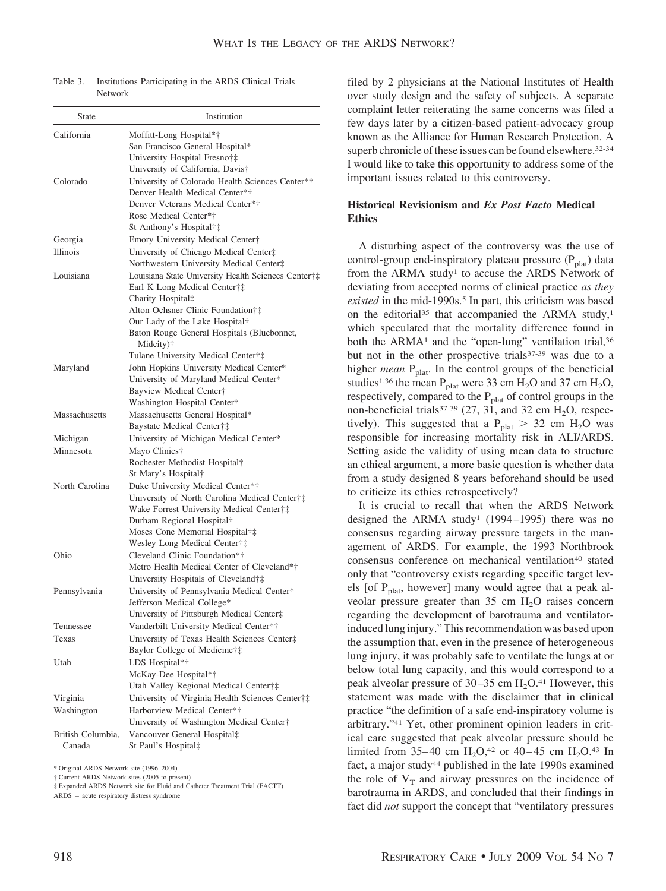Table 3. Institutions Participating in the ARDS Clinical Trials Network

| State | Institution |
|---|---|
| California | Moffitt-Long Hospital*† |
| | San Francisco General Hospital* |
| | University Hospital Fresno†‡ |
| | University of California, Davis† |
| Colorado | University of Colorado Health Sciences Center*† |
| | Denver Health Medical Center*† |
| | Denver Veterans Medical Center*† |
| | Rose Medical Center*† |
| | St Anthony's Hospital†‡ |
| Georgia | Emory University Medical Center† |
| Illinois | University of Chicago Medical Center‡ |
| | Northwestern University Medical Center‡ |
| Louisiana | Louisiana State University Health Sciences Center†‡ |
| | Earl K Long Medical Center†‡ |
| | Charity Hospital‡ |
| | Alton-Ochsner Clinic Foundation†‡ |
| | Our Lady of the Lake Hospital† |
| | Baton Rouge General Hospitals (Bluebonnet, Midcity)† |
| | Tulane University Medical Center†‡ |
| Maryland | John Hopkins University Medical Center* |
| | University of Maryland Medical Center* |
| | Bayview Medical Center† |
| | Washington Hospital Center† |
| Massachusetts | Massachusetts General Hospital* |
| | Baystate Medical Center†‡ |
| Michigan | University of Michigan Medical Center* |
| Minnesota | Mayo Clinics† |
| | Rochester Methodist Hospital† |
| | St Mary's Hospital† |
| North Carolina | Duke University Medical Center*† |
| | University of North Carolina Medical Center†‡ |
| | Wake Forrest University Medical Center†‡ |
| | Durham Regional Hospital† |
| | Moses Cone Memorial Hospital†‡ |
| | Wesley Long Medical Center†‡ |
| Ohio | Cleveland Clinic Foundation*† |
| | Metro Health Medical Center of Cleveland*† |
| | University Hospitals of Cleveland†‡ |
| Pennsylvania | University of Pennsylvania Medical Center* |
| | Jefferson Medical College* |
| | University of Pittsburgh Medical Center‡ |
| Tennessee | Vanderbilt University Medical Center*† |
| Texas | University of Texas Health Sciences Center‡ |
| | Baylor College of Medicine†‡ |
| Utah | LDS Hospital*† |
| | McKay-Dee Hospital*† |
| | Utah Valley Regional Medical Center†‡ |
| Virginia | University of Virginia Health Sciences Center†‡ |
| Washington | Harborview Medical Center*† |
| | University of Washington Medical Center† |
| British Columbia, Canada | Vancouver General Hospital‡ |
| | St Paul's Hospital‡ |

\* Original ARDS Network site (1996–2004)
† Current ARDS Network sites (2005 to present)
‡ Expanded ARDS Network site for Fluid and Catheter Treatment Trial (FACTT)
ARDS = acute respiratory distress syndrome

filed by 2 physicians at the National Institutes of Health over study design and the safety of subjects. A separate complaint letter reiterating the same concerns was filed a few days later by a citizen-based patient-advocacy group known as the Alliance for Human Research Protection. A superb chronicle of these issues can be found elsewhere.[32-34] I would like to take this opportunity to address some of the important issues related to this controversy.

## Historical Revisionism and *Ex Post Facto* Medical Ethics

A disturbing aspect of the controversy was the use of control-group end-inspiratory plateau pressure ($P_{plat}$) data from the ARMA study[1] to accuse the ARDS Network of deviating from accepted norms of clinical practice *as they existed* in the mid-1990s.[5] In part, this criticism was based on the editorial[35] that accompanied the ARMA study,[1] which speculated that the mortality difference found in both the ARMA[1] and the "open-lung" ventilation trial,[36] but not in the other prospective trials[37-39] was due to a higher *mean* $P_{plat}$. In the control groups of the beneficial studies[1,36] the mean $P_{plat}$ were 33 cm $H_2O$ and 37 cm $H_2O$, respectively, compared to the $P_{plat}$ of control groups in the non-beneficial trials[37-39] (27, 31, and 32 cm $H_2O$, respectively). This suggested that a $P_{plat} > 32$ cm $H_2O$ was responsible for increasing mortality risk in ALI/ARDS. Setting aside the validity of using mean data to structure an ethical argument, a more basic question is whether data from a study designed 8 years beforehand should be used to criticize its ethics retrospectively?

It is crucial to recall that when the ARDS Network designed the ARMA study[1] (1994–1995) there was no consensus regarding airway pressure targets in the management of ARDS. For example, the 1993 Northbrook consensus conference on mechanical ventilation[40] stated only that "controversy exists regarding specific target levels [of $P_{plat}$, however] many would agree that a peak alveolar pressure greater than 35 cm $H_2O$ raises concern regarding the development of barotrauma and ventilator-induced lung injury." This recommendation was based upon the assumption that, even in the presence of heterogeneous lung injury, it was probably safe to ventilate the lungs at or below total lung capacity, and this would correspond to a peak alveolar pressure of 30–35 cm $H_2O$.[41] However, this statement was made with the disclaimer that in clinical practice "the definition of a safe end-inspiratory volume is arbitrary."[41] Yet, other prominent opinion leaders in critical care suggested that peak alveolar pressure should be limited from 35–40 cm $H_2O$,[42] or 40–45 cm $H_2O$.[43] In fact, a major study[44] published in the late 1990s examined the role of $V_T$ and airway pressures on the incidence of barotrauma in ARDS, and concluded that their findings in fact did *not* support the concept that "ventilatory pressures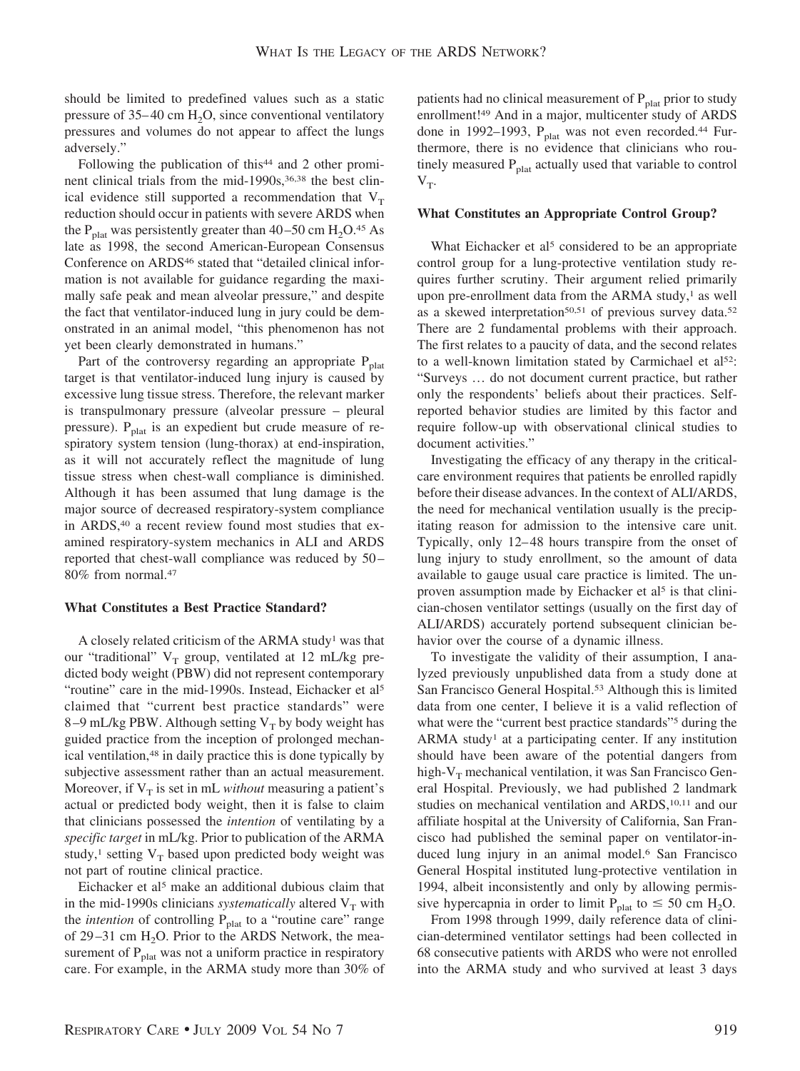should be limited to predefined values such as a static pressure of 35–40 cm $H_2O$, since conventional ventilatory pressures and volumes do not appear to affect the lungs adversely."

Following the publication of this[44] and 2 other prominent clinical trials from the mid-1990s,[36,38] the best clinical evidence still supported a recommendation that $V_T$ reduction should occur in patients with severe ARDS when the $P_{plat}$ was persistently greater than 40–50 cm $H_2O$.[45] As late as 1998, the second American-European Consensus Conference on ARDS[46] stated that "detailed clinical information is not available for guidance regarding the maximally safe peak and mean alveolar pressure," and despite the fact that ventilator-induced lung in jury could be demonstrated in an animal model, "this phenomenon has not yet been clearly demonstrated in humans."

Part of the controversy regarding an appropriate $P_{plat}$ target is that ventilator-induced lung injury is caused by excessive lung tissue stress. Therefore, the relevant marker is transpulmonary pressure (alveolar pressure – pleural pressure). $P_{plat}$ is an expedient but crude measure of respiratory system tension (lung-thorax) at end-inspiration, as it will not accurately reflect the magnitude of lung tissue stress when chest-wall compliance is diminished. Although it has been assumed that lung damage is the major source of decreased respiratory-system compliance in ARDS,[40] a recent review found most studies that examined respiratory-system mechanics in ALI and ARDS reported that chest-wall compliance was reduced by 50–80% from normal.[47]

### What Constitutes a Best Practice Standard?

A closely related criticism of the ARMA study[1] was that our "traditional" $V_T$ group, ventilated at 12 mL/kg predicted body weight (PBW) did not represent contemporary "routine" care in the mid-1990s. Instead, Eichacker et al[5] claimed that "current best practice standards" were 8–9 mL/kg PBW. Although setting $V_T$ by body weight has guided practice from the inception of prolonged mechanical ventilation,[48] in daily practice this is done typically by subjective assessment rather than an actual measurement. Moreover, if $V_T$ is set in mL *without* measuring a patient's actual or predicted body weight, then it is false to claim that clinicians possessed the *intention* of ventilating by a *specific target* in mL/kg. Prior to publication of the ARMA study,[1] setting $V_T$ based upon predicted body weight was not part of routine clinical practice.

Eichacker et al[5] make an additional dubious claim that in the mid-1990s clinicians *systematically* altered $V_T$ with the *intention* of controlling $P_{plat}$ to a "routine care" range of 29–31 cm $H_2O$. Prior to the ARDS Network, the measurement of $P_{plat}$ was not a uniform practice in respiratory care. For example, in the ARMA study more than 30% of patients had no clinical measurement of $P_{plat}$ prior to study enrollment![49] And in a major, multicenter study of ARDS done in 1992–1993, $P_{plat}$ was not even recorded.[44] Furthermore, there is no evidence that clinicians who routinely measured $P_{plat}$ actually used that variable to control $V_T$.

### What Constitutes an Appropriate Control Group?

What Eichacker et al[5] considered to be an appropriate control group for a lung-protective ventilation study requires further scrutiny. Their argument relied primarily upon pre-enrollment data from the ARMA study,[1] as well as a skewed interpretation[50,51] of previous survey data.[52] There are 2 fundamental problems with their approach. The first relates to a paucity of data, and the second relates to a well-known limitation stated by Carmichael et al[52]: "Surveys … do not document current practice, but rather only the respondents' beliefs about their practices. Self-reported behavior studies are limited by this factor and require follow-up with observational clinical studies to document activities."

Investigating the efficacy of any therapy in the critical-care environment requires that patients be enrolled rapidly before their disease advances. In the context of ALI/ARDS, the need for mechanical ventilation usually is the precipitating reason for admission to the intensive care unit. Typically, only 12–48 hours transpire from the onset of lung injury to study enrollment, so the amount of data available to gauge usual care practice is limited. The unproven assumption made by Eichacker et al[5] is that clinician-chosen ventilator settings (usually on the first day of ALI/ARDS) accurately portend subsequent clinician behavior over the course of a dynamic illness.

To investigate the validity of their assumption, I analyzed previously unpublished data from a study done at San Francisco General Hospital.[53] Although this is limited data from one center, I believe it is a valid reflection of what were the "current best practice standards"[5] during the ARMA study[1] at a participating center. If any institution should have been aware of the potential dangers from high-$V_T$ mechanical ventilation, it was San Francisco General Hospital. Previously, we had published 2 landmark studies on mechanical ventilation and ARDS,[10,11] and our affiliate hospital at the University of California, San Francisco had published the seminal paper on ventilator-induced lung injury in an animal model.[6] San Francisco General Hospital instituted lung-protective ventilation in 1994, albeit inconsistently and only by allowing permissive hypercapnia in order to limit $P_{plat}$ to $\leq$ 50 cm $H_2O$.

From 1998 through 1999, daily reference data of clinician-determined ventilator settings had been collected in 68 consecutive patients with ARDS who were not enrolled into the ARMA study and who survived at least 3 days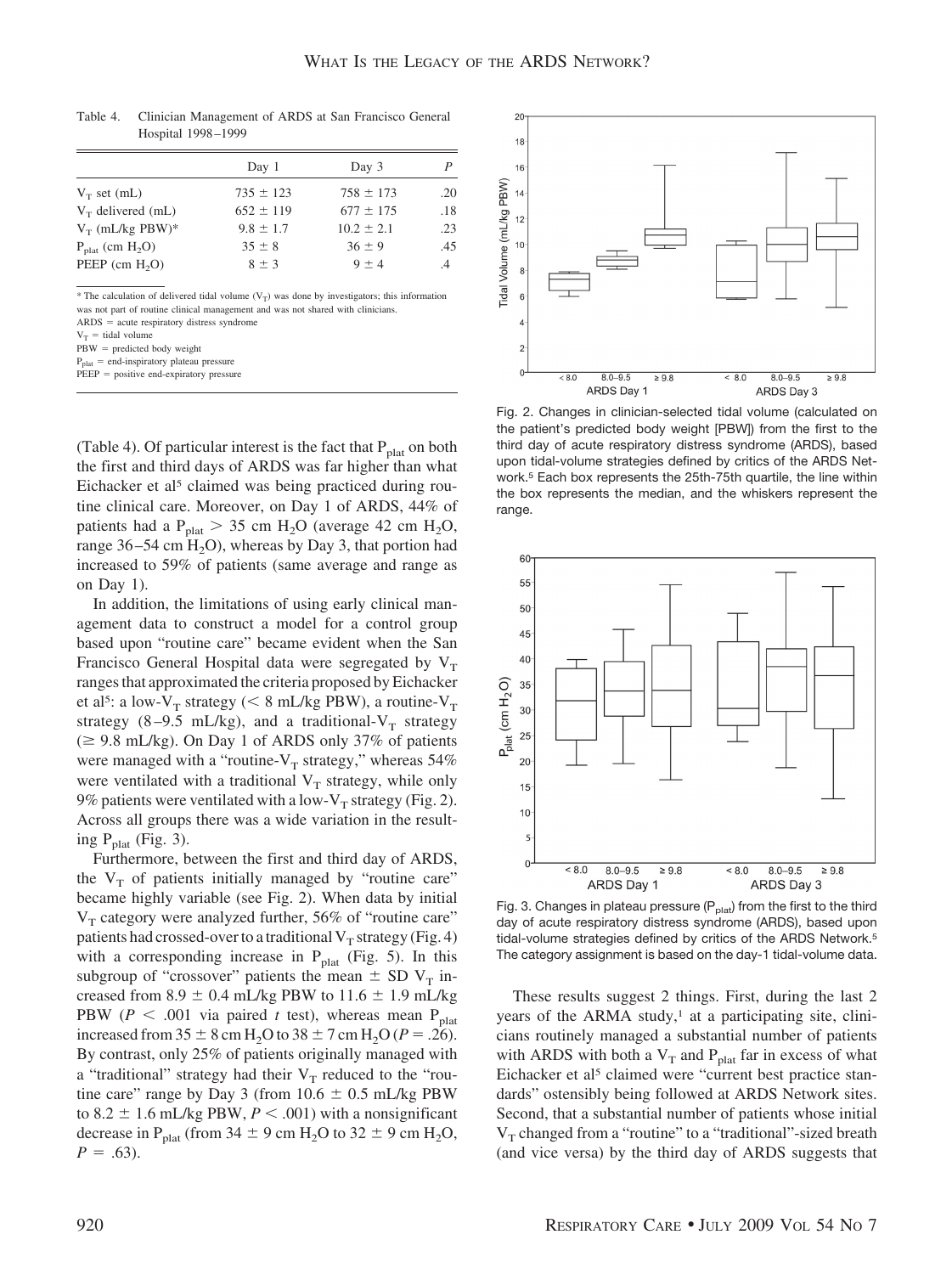Table 4. Clinician Management of ARDS at San Francisco General Hospital 1998–1999

| | Day 1 | Day 3 | P |
|---|---|---|---|
| $V_T$ set (mL) | 735 ± 123 | 758 ± 173 | .20 |
| $V_T$ delivered (mL) | 652 ± 119 | 677 ± 175 | .18 |
| $V_T$ (mL/kg PBW)* | 9.8 ± 1.7 | 10.2 ± 2.1 | .23 |
| $P_{plat}$ (cm $H_2O$) | 35 ± 8 | 36 ± 9 | .45 |
| PEEP (cm $H_2O$) | 8 ± 3 | 9 ± 4 | .4 |

\* The calculation of delivered tidal volume ($V_T$) was done by investigators; this information was not part of routine clinical management and was not shared with clinicians.
ARDS = acute respiratory distress syndrome
$V_T$ = tidal volume
PBW = predicted body weight
$P_{plat}$ = end-inspiratory plateau pressure
PEEP = positive end-expiratory pressure

(Table 4). Of particular interest is the fact that $P_{plat}$ on both the first and third days of ARDS was far higher than what Eichacker et al[5] claimed was being practiced during routine clinical care. Moreover, on Day 1 of ARDS, 44% of patients had a $P_{plat} > 35$ cm $H_2O$ (average 42 cm $H_2O$, range 36–54 cm $H_2O$), whereas by Day 3, that portion had increased to 59% of patients (same average and range as on Day 1).

In addition, the limitations of using early clinical management data to construct a model for a control group based upon "routine care" became evident when the San Francisco General Hospital data were segregated by $V_T$ ranges that approximated the criteria proposed by Eichacker et al[5]: a low-$V_T$ strategy (< 8 mL/kg PBW), a routine-$V_T$ strategy (8–9.5 mL/kg), and a traditional-$V_T$ strategy (≥ 9.8 mL/kg). On Day 1 of ARDS only 37% of patients were managed with a "routine-$V_T$ strategy," whereas 54% were ventilated with a traditional $V_T$ strategy, while only 9% patients were ventilated with a low-$V_T$ strategy (Fig. 2). Across all groups there was a wide variation in the resulting $P_{plat}$ (Fig. 3).

Furthermore, between the first and third day of ARDS, the $V_T$ of patients initially managed by "routine care" became highly variable (see Fig. 2). When data by initial $V_T$ category were analyzed further, 56% of "routine care" patients had crossed-over to a traditional $V_T$ strategy (Fig. 4) with a corresponding increase in $P_{plat}$ (Fig. 5). In this subgroup of "crossover" patients the mean ± SD $V_T$ increased from 8.9 ± 0.4 mL/kg PBW to 11.6 ± 1.9 mL/kg PBW ($P < .001$ via paired $t$ test), whereas mean $P_{plat}$ increased from 35 ± 8 cm $H_2O$ to 38 ± 7 cm $H_2O$ ($P = .26$). By contrast, only 25% of patients originally managed with a "traditional" strategy had their $V_T$ reduced to the "routine care" range by Day 3 (from 10.6 ± 0.5 mL/kg PBW to 8.2 ± 1.6 mL/kg PBW, $P < .001$) with a nonsignificant decrease in $P_{plat}$ (from 34 ± 9 cm $H_2O$ to 32 ± 9 cm $H_2O$, $P = .63$).

Fig. 2. Changes in clinician-selected tidal volume (calculated on the patient's predicted body weight [PBW]) from the first to the third day of acute respiratory distress syndrome (ARDS), based upon tidal-volume strategies defined by critics of the ARDS Network.[5] Each box represents the 25th-75th quartile, the line within the box represents the median, and the whiskers represent the range.

Fig. 3. Changes in plateau pressure ($P_{plat}$) from the first to the third day of acute respiratory distress syndrome (ARDS), based upon tidal-volume strategies defined by critics of the ARDS Network.[5] The category assignment is based on the day-1 tidal-volume data.

These results suggest 2 things. First, during the last 2 years of the ARMA study,[1] at a participating site, clinicians routinely managed a substantial number of patients with ARDS with both a $V_T$ and $P_{plat}$ far in excess of what Eichacker et al[5] claimed were "current best practice standards" ostensibly being followed at ARDS Network sites. Second, that a substantial number of patients whose initial $V_T$ changed from a "routine" to a "traditional"-sized breath (and vice versa) by the third day of ARDS suggests that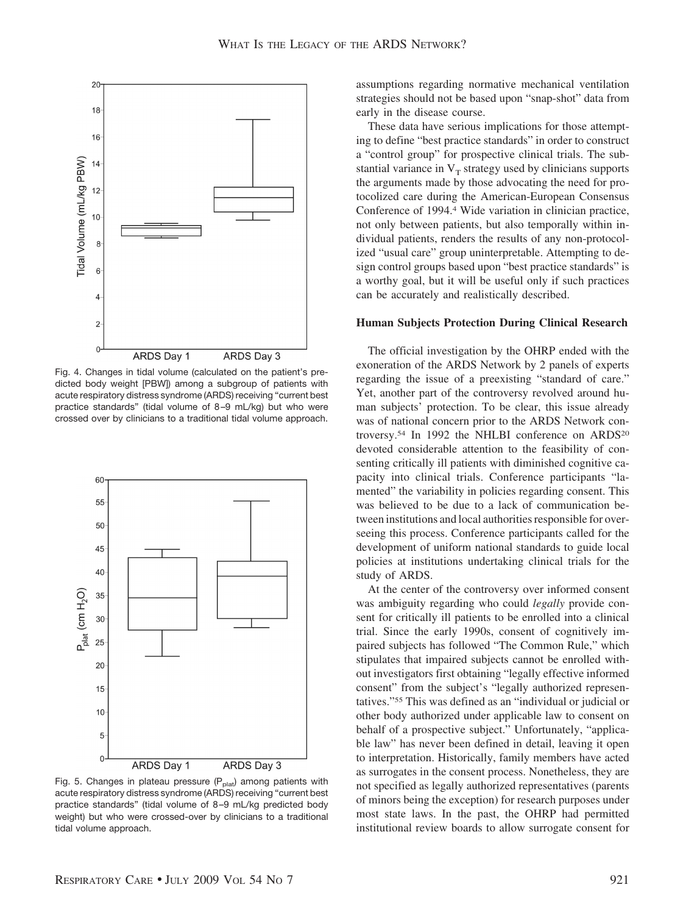Fig. 4. Changes in tidal volume (calculated on the patient's predicted body weight [PBW]) among a subgroup of patients with acute respiratory distress syndrome (ARDS) receiving "current best practice standards" (tidal volume of 8–9 mL/kg) but who were crossed over by clinicians to a traditional tidal volume approach.

Fig. 5. Changes in plateau pressure ($P_{plat}$) among patients with acute respiratory distress syndrome (ARDS) receiving "current best practice standards" (tidal volume of 8–9 mL/kg predicted body weight) but who were crossed-over by clinicians to a traditional tidal volume approach.

assumptions regarding normative mechanical ventilation strategies should not be based upon "snap-shot" data from early in the disease course.

These data have serious implications for those attempting to define "best practice standards" in order to construct a "control group" for prospective clinical trials. The substantial variance in $V_T$ strategy used by clinicians supports the arguments made by those advocating the need for protocolized care during the American-European Consensus Conference of 1994.[4] Wide variation in clinician practice, not only between patients, but also temporally within individual patients, renders the results of any non-protocolized "usual care" group uninterpretable. Attempting to design control groups based upon "best practice standards" is a worthy goal, but it will be useful only if such practices can be accurately and realistically described.

### Human Subjects Protection During Clinical Research

The official investigation by the OHRP ended with the exoneration of the ARDS Network by 2 panels of experts regarding the issue of a preexisting "standard of care." Yet, another part of the controversy revolved around human subjects' protection. To be clear, this issue already was of national concern prior to the ARDS Network controversy.[54] In 1992 the NHLBI conference on ARDS[20] devoted considerable attention to the feasibility of consenting critically ill patients with diminished cognitive capacity into clinical trials. Conference participants "lamented" the variability in policies regarding consent. This was believed to be due to a lack of communication between institutions and local authorities responsible for overseeing this process. Conference participants called for the development of uniform national standards to guide local policies at institutions undertaking clinical trials for the study of ARDS.

At the center of the controversy over informed consent was ambiguity regarding who could *legally* provide consent for critically ill patients to be enrolled into a clinical trial. Since the early 1990s, consent of cognitively impaired subjects has followed "The Common Rule," which stipulates that impaired subjects cannot be enrolled without investigators first obtaining "legally effective informed consent" from the subject's "legally authorized representatives."[55] This was defined as an "individual or judicial or other body authorized under applicable law to consent on behalf of a prospective subject." Unfortunately, "applicable law" has never been defined in detail, leaving it open to interpretation. Historically, family members have acted as surrogates in the consent process. Nonetheless, they are not specified as legally authorized representatives (parents of minors being the exception) for research purposes under most state laws. In the past, the OHRP had permitted institutional review boards to allow surrogate consent for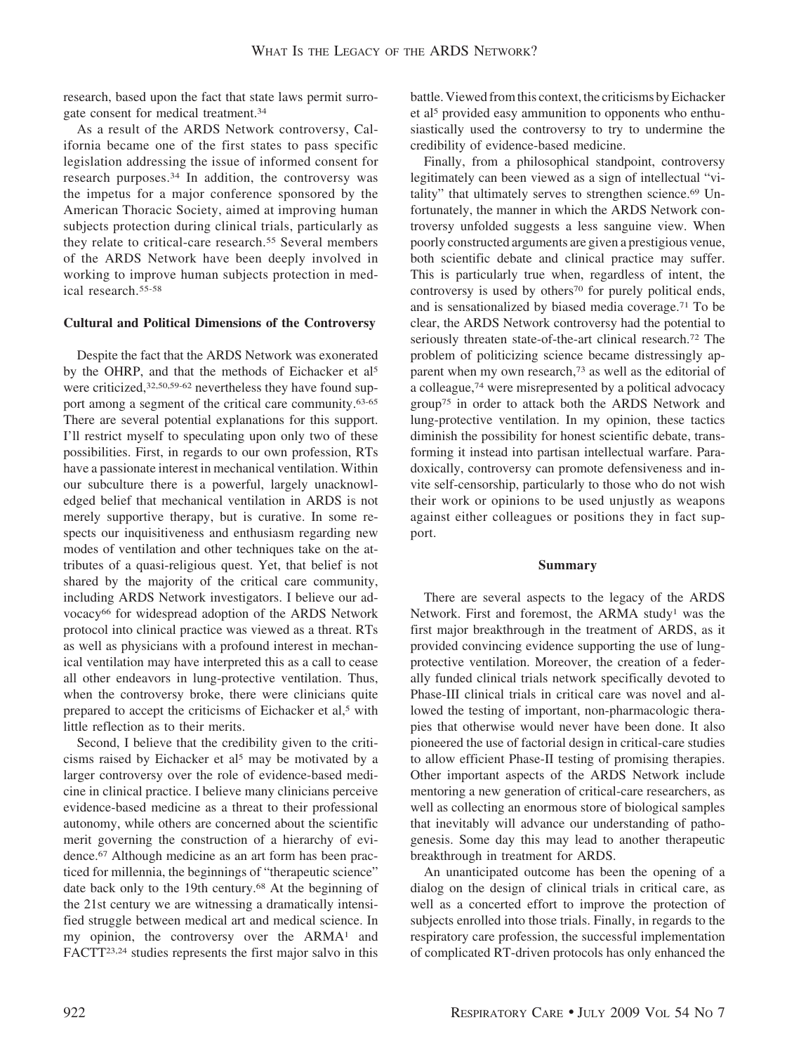research, based upon the fact that state laws permit surrogate consent for medical treatment.[34]

As a result of the ARDS Network controversy, California became one of the first states to pass specific legislation addressing the issue of informed consent for research purposes.[34] In addition, the controversy was the impetus for a major conference sponsored by the American Thoracic Society, aimed at improving human subjects protection during clinical trials, particularly as they relate to critical-care research.[55] Several members of the ARDS Network have been deeply involved in working to improve human subjects protection in medical research.[55-58]

### Cultural and Political Dimensions of the Controversy

Despite the fact that the ARDS Network was exonerated by the OHRP, and that the methods of Eichacker et al[5] were criticized,[32,50,59-62] nevertheless they have found support among a segment of the critical care community.[63-65] There are several potential explanations for this support. I'll restrict myself to speculating upon only two of these possibilities. First, in regards to our own profession, RTs have a passionate interest in mechanical ventilation. Within our subculture there is a powerful, largely unacknowledged belief that mechanical ventilation in ARDS is not merely supportive therapy, but is curative. In some respects our inquisitiveness and enthusiasm regarding new modes of ventilation and other techniques take on the attributes of a quasi-religious quest. Yet, that belief is not shared by the majority of the critical care community, including ARDS Network investigators. I believe our advocacy[66] for widespread adoption of the ARDS Network protocol into clinical practice was viewed as a threat. RTs as well as physicians with a profound interest in mechanical ventilation may have interpreted this as a call to cease all other endeavors in lung-protective ventilation. Thus, when the controversy broke, there were clinicians quite prepared to accept the criticisms of Eichacker et al,[5] with little reflection as to their merits.

Second, I believe that the credibility given to the criticisms raised by Eichacker et al[5] may be motivated by a larger controversy over the role of evidence-based medicine in clinical practice. I believe many clinicians perceive evidence-based medicine as a threat to their professional autonomy, while others are concerned about the scientific merit governing the construction of a hierarchy of evidence.[67] Although medicine as an art form has been practiced for millennia, the beginnings of "therapeutic science" date back only to the 19th century.[68] At the beginning of the 21st century we are witnessing a dramatically intensified struggle between medical art and medical science. In my opinion, the controversy over the ARMA[1] and FACTT[23,24] studies represents the first major salvo in this battle. Viewed from this context, the criticisms by Eichacker et al[5] provided easy ammunition to opponents who enthusiastically used the controversy to try to undermine the credibility of evidence-based medicine.

Finally, from a philosophical standpoint, controversy legitimately can been viewed as a sign of intellectual "vitality" that ultimately serves to strengthen science.[69] Unfortunately, the manner in which the ARDS Network controversy unfolded suggests a less sanguine view. When poorly constructed arguments are given a prestigious venue, both scientific debate and clinical practice may suffer. This is particularly true when, regardless of intent, the controversy is used by others[70] for purely political ends, and is sensationalized by biased media coverage.[71] To be clear, the ARDS Network controversy had the potential to seriously threaten state-of-the-art clinical research.[72] The problem of politicizing science became distressingly apparent when my own research,[73] as well as the editorial of a colleague,[74] were misrepresented by a political advocacy group[75] in order to attack both the ARDS Network and lung-protective ventilation. In my opinion, these tactics diminish the possibility for honest scientific debate, transforming it instead into partisan intellectual warfare. Paradoxically, controversy can promote defensiveness and invite self-censorship, particularly to those who do not wish their work or opinions to be used unjustly as weapons against either colleagues or positions they in fact support.

## Summary

There are several aspects to the legacy of the ARDS Network. First and foremost, the ARMA study[1] was the first major breakthrough in the treatment of ARDS, as it provided convincing evidence supporting the use of lung-protective ventilation. Moreover, the creation of a federally funded clinical trials network specifically devoted to Phase-III clinical trials in critical care was novel and allowed the testing of important, non-pharmacologic therapies that otherwise would never have been done. It also pioneered the use of factorial design in critical-care studies to allow efficient Phase-II testing of promising therapies. Other important aspects of the ARDS Network include mentoring a new generation of critical-care researchers, as well as collecting an enormous store of biological samples that inevitably will advance our understanding of pathogenesis. Some day this may lead to another therapeutic breakthrough in treatment for ARDS.

An unanticipated outcome has been the opening of a dialog on the design of clinical trials in critical care, as well as a concerted effort to improve the protection of subjects enrolled into those trials. Finally, in regards to the respiratory care profession, the successful implementation of complicated RT-driven protocols has only enhanced the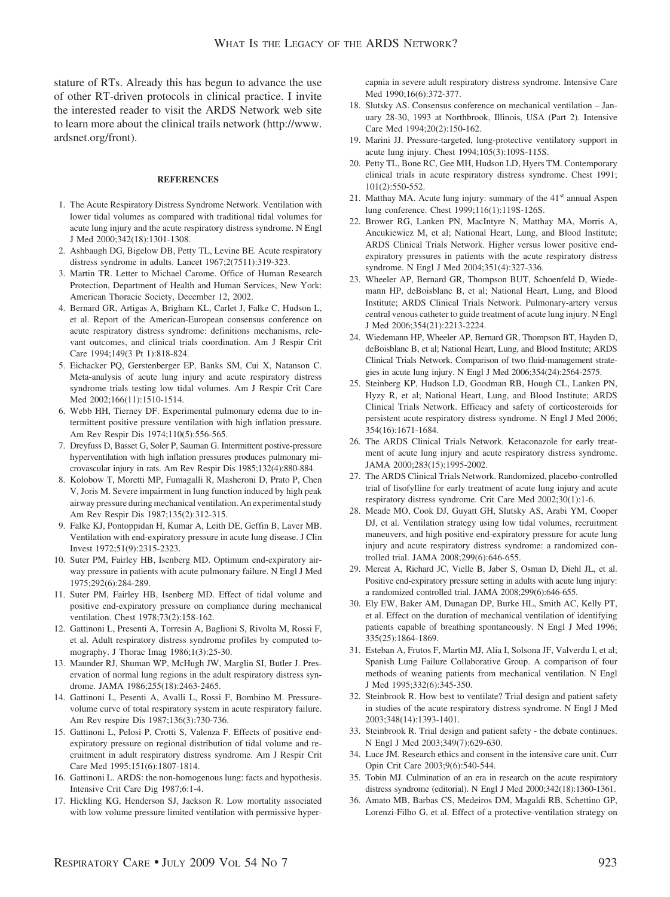stature of RTs. Already this has begun to advance the use of other RT-driven protocols in clinical practice. I invite the interested reader to visit the ARDS Network web site to learn more about the clinical trails network (http://www.ardsnet.org/front).

#### REFERENCES

1. The Acute Respiratory Distress Syndrome Network. Ventilation with lower tidal volumes as compared with traditional tidal volumes for acute lung injury and the acute respiratory distress syndrome. N Engl J Med 2000;342(18):1301-1308.
2. Ashbaugh DG, Bigelow DB, Petty TL, Levine BE. Acute respiratory distress syndrome in adults. Lancet 1967;2(7511):319-323.
3. Martin TR. Letter to Michael Carome. Office of Human Research Protection, Department of Health and Human Services, New York: American Thoracic Society, December 12, 2002.
4. Bernard GR, Artigas A, Brigham KL, Carlet J, Falke C, Hudson L, et al. Report of the American-European consensus conference on acute respiratory distress syndrome: definitions mechanisms, relevant outcomes, and clinical trials coordination. Am J Respir Crit Care 1994;149(3 Pt 1):818-824.
5. Eichacker PQ, Gerstenberger EP, Banks SM, Cui X, Natanson C. Meta-analysis of acute lung injury and acute respiratory distress syndrome trials testing low tidal volumes. Am J Respir Crit Care Med 2002;166(11):1510-1514.
6. Webb HH, Tierney DF. Experimental pulmonary edema due to intermittent positive pressure ventilation with high inflation pressure. Am Rev Respir Dis 1974;110(5):556-565.
7. Dreyfuss D, Basset G, Soler P, Sauman G. Intermittent postive-pressure hyperventilation with high inflation pressures produces pulmonary microvascular injury in rats. Am Rev Respir Dis 1985;132(4):880-884.
8. Kolobow T, Moretti MP, Fumagalli R, Masheroni D, Prato P, Chen V, Joris M. Severe impairment in lung function induced by high peak airway pressure during mechanical ventilation. An experimental study Am Rev Respir Dis 1987;135(2):312-315.
9. Falke KJ, Pontoppidan H, Kumar A, Leith DE, Geffin B, Laver MB. Ventilation with end-expiratory pressure in acute lung disease. J Clin Invest 1972;51(9):2315-2323.
10. Suter PM, Fairley HB, Isenberg MD. Optimum end-expiratory airway pressure in patients with acute pulmonary failure. N Engl J Med 1975;292(6):284-289.
11. Suter PM, Fairley HB, Isenberg MD. Effect of tidal volume and positive end-expiratory pressure on compliance during mechanical ventilation. Chest 1978;73(2):158-162.
12. Gattinoni L, Presenti A, Torresin A, Baglioni S, Rivolta M, Rossi F, et al. Adult respiratory distress syndrome profiles by computed tomography. J Thorac Imag 1986;1(3):25-30.
13. Maunder RJ, Shuman WP, McHugh JW, Marglin SI, Butler J. Preservation of normal lung regions in the adult respiratory distress syndrome. JAMA 1986;255(18):2463-2465.
14. Gattinoni L, Pesenti A, Avalli L, Rossi F, Bombino M. Pressure-volume curve of total respiratory system in acute respiratory failure. Am Rev respire Dis 1987;136(3):730-736.
15. Gattinoni L, Pelosi P, Crotti S, Valenza F. Effects of positive end-expiratory pressure on regional distribution of tidal volume and recruitment in adult respiratory distress syndrome. Am J Respir Crit Care Med 1995;151(6):1807-1814.
16. Gattinoni L. ARDS: the non-homogenous lung: facts and hypothesis. Intensive Crit Care Dig 1987;6:1-4.
17. Hickling KG, Henderson SJ, Jackson R. Low mortality associated with low volume pressure limited ventilation with permissive hypercapnia in severe adult respiratory distress syndrome. Intensive Care Med 1990;16(6):372-377.
18. Slutsky AS. Consensus conference on mechanical ventilation – January 28-30, 1993 at Northbrook, Illinois, USA (Part 2). Intensive Care Med 1994;20(2):150-162.
19. Marini JJ. Pressure-targeted, lung-protective ventilatory support in acute lung injury. Chest 1994;105(3):109S-115S.
20. Petty TL, Bone RC, Gee MH, Hudson LD, Hyers TM. Contemporary clinical trials in acute respiratory distress syndrome. Chest 1991; 101(2):550-552.
21. Matthay MA. Acute lung injury: summary of the 41st annual Aspen lung conference. Chest 1999;116(1):119S-126S.
22. Brower RG, Lanken PN, MacIntyre N, Matthay MA, Morris A, Ancukiewicz M, et al; National Heart, Lung, and Blood Institute; ARDS Clinical Trials Network. Higher versus lower positive end-expiratory pressures in patients with the acute respiratory distress syndrome. N Engl J Med 2004;351(4):327-336.
23. Wheeler AP, Bernard GR, Thompson BUT, Schoenfeld D, Wiedemann HP, deBoisblanc B, et al; National Heart, Lung, and Blood Institute; ARDS Clinical Trials Network. Pulmonary-artery versus central venous catheter to guide treatment of acute lung injury. N Engl J Med 2006;354(21):2213-2224.
24. Wiedemann HP, Wheeler AP, Bernard GR, Thompson BT, Hayden D, deBoisblanc B, et al; National Heart, Lung, and Blood Institute; ARDS Clinical Trials Network. Comparison of two fluid-management strategies in acute lung injury. N Engl J Med 2006;354(24):2564-2575.
25. Steinberg KP, Hudson LD, Goodman RB, Hough CL, Lanken PN, Hyzy R, et al; National Heart, Lung, and Blood Institute; ARDS Clinical Trials Network. Efficacy and safety of corticosteroids for persistent acute respiratory distress syndrome. N Engl J Med 2006; 354(16):1671-1684.
26. The ARDS Clinical Trials Network. Ketaconazole for early treatment of acute lung injury and acute respiratory distress syndrome. JAMA 2000;283(15):1995-2002.
27. The ARDS Clinical Trials Network. Randomized, placebo-controlled trial of lisofylline for early treatment of acute lung injury and acute respiratory distress syndrome. Crit Care Med 2002;30(1):1-6.
28. Meade MO, Cook DJ, Guyatt GH, Slutsky AS, Arabi YM, Cooper DJ, et al. Ventilation strategy using low tidal volumes, recruitment maneuvers, and high positive end-expiratory pressure for acute lung injury and acute respiratory distress syndrome: a randomized controlled trial. JAMA 2008;299(6):646-655.
29. Mercat A, Richard JC, Vielle B, Jaber S, Osman D, Diehl JL, et al. Positive end-expiratory pressure setting in adults with acute lung injury: a randomized controlled trial. JAMA 2008;299(6):646-655.
30. Ely EW, Baker AM, Dunagan DP, Burke HL, Smith AC, Kelly PT, et al. Effect on the duration of mechanical ventilation of identifying patients capable of breathing spontaneously. N Engl J Med 1996; 335(25):1864-1869.
31. Esteban A, Frutos F, Martin MJ, Alia I, Solsona JF, Valverdu I, et al; Spanish Lung Failure Collaborative Group. A comparison of four methods of weaning patients from mechanical ventilation. N Engl J Med 1995;332(6):345-350.
32. Steinbrook R. How best to ventilate? Trial design and patient safety in studies of the acute respiratory distress syndrome. N Engl J Med 2003;348(14):1393-1401.
33. Steinbrook R. Trial design and patient safety - the debate continues. N Engl J Med 2003;349(7):629-630.
34. Luce JM. Research ethics and consent in the intensive care unit. Curr Opin Crit Care 2003;9(6):540-544.
35. Tobin MJ. Culmination of an era in research on the acute respiratory distress syndrome (editorial). N Engl J Med 2000;342(18):1360-1361.
36. Amato MB, Barbas CS, Medeiros DM, Magaldi RB, Schettino GP, Lorenzi-Filho G, et al. Effect of a protective-ventilation strategy on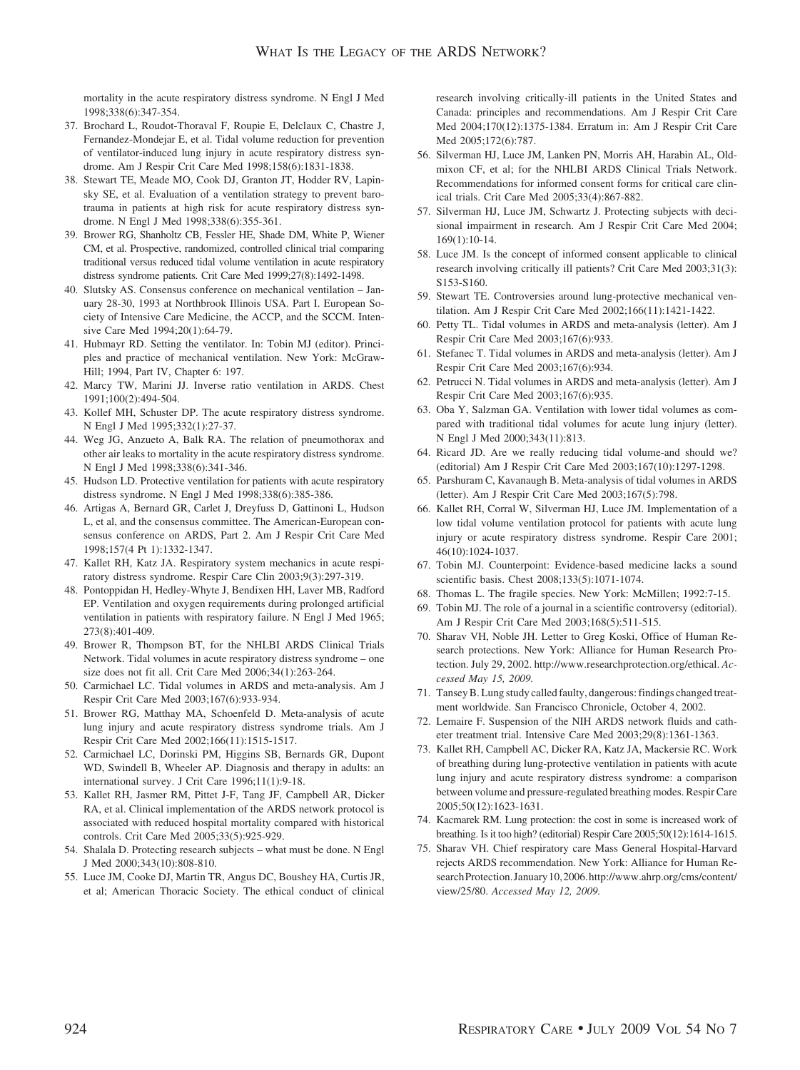mortality in the acute respiratory distress syndrome. N Engl J Med 1998;338(6):347-354.

37. Brochard L, Roudot-Thoraval F, Roupie E, Delclaux C, Chastre J, Fernandez-Mondejar E, et al. Tidal volume reduction for prevention of ventilator-induced lung injury in acute respiratory distress syndrome. Am J Respir Crit Care Med 1998;158(6):1831-1838.
38. Stewart TE, Meade MO, Cook DJ, Granton JT, Hodder RV, Lapinsky SE, et al. Evaluation of a ventilation strategy to prevent barotrauma in patients at high risk for acute respiratory distress syndrome. N Engl J Med 1998;338(6):355-361.
39. Brower RG, Shanholtz CB, Fessler HE, Shade DM, White P, Wiener CM, et al. Prospective, randomized, controlled clinical trial comparing traditional versus reduced tidal volume ventilation in acute respiratory distress syndrome patients. Crit Care Med 1999;27(8):1492-1498.
40. Slutsky AS. Consensus conference on mechanical ventilation – January 28-30, 1993 at Northbrook Illinois USA. Part I. European Society of Intensive Care Medicine, the ACCP, and the SCCM. Intensive Care Med 1994;20(1):64-79.
41. Hubmayr RD. Setting the ventilator. In: Tobin MJ (editor). Principles and practice of mechanical ventilation. New York: McGraw-Hill; 1994, Part IV, Chapter 6: 197.
42. Marcy TW, Marini JJ. Inverse ratio ventilation in ARDS. Chest 1991;100(2):494-504.
43. Kollef MH, Schuster DP. The acute respiratory distress syndrome. N Engl J Med 1995;332(1):27-37.
44. Weg JG, Anzueto A, Balk RA. The relation of pneumothorax and other air leaks to mortality in the acute respiratory distress syndrome. N Engl J Med 1998;338(6):341-346.
45. Hudson LD. Protective ventilation for patients with acute respiratory distress syndrome. N Engl J Med 1998;338(6):385-386.
46. Artigas A, Bernard GR, Carlet J, Dreyfuss D, Gattinoni L, Hudson L, et al, and the consensus committee. The American-European consensus conference on ARDS, Part 2. Am J Respir Crit Care Med 1998;157(4 Pt 1):1332-1347.
47. Kallet RH, Katz JA. Respiratory system mechanics in acute respiratory distress syndrome. Respir Care Clin 2003;9(3):297-319.
48. Pontoppidan H, Hedley-Whyte J, Bendixen HH, Laver MB, Radford EP. Ventilation and oxygen requirements during prolonged artificial ventilation in patients with respiratory failure. N Engl J Med 1965; 273(8):401-409.
49. Brower R, Thompson BT, for the NHLBI ARDS Clinical Trials Network. Tidal volumes in acute respiratory distress syndrome – one size does not fit all. Crit Care Med 2006;34(1):263-264.
50. Carmichael LC. Tidal volumes in ARDS and meta-analysis. Am J Respir Crit Care Med 2003;167(6):933-934.
51. Brower RG, Matthay MA, Schoenfeld D. Meta-analysis of acute lung injury and acute respiratory distress syndrome trials. Am J Respir Crit Care Med 2002;166(11):1515-1517.
52. Carmichael LC, Dorinski PM, Higgins SB, Bernards GR, Dupont WD, Swindell B, Wheeler AP. Diagnosis and therapy in adults: an international survey. J Crit Care 1996;11(1):9-18.
53. Kallet RH, Jasmer RM, Pittet J-F, Tang JF, Campbell AR, Dicker RA, et al. Clinical implementation of the ARDS network protocol is associated with reduced hospital mortality compared with historical controls. Crit Care Med 2005;33(5):925-929.
54. Shalala D. Protecting research subjects – what must be done. N Engl J Med 2000;343(10):808-810.
55. Luce JM, Cooke DJ, Martin TR, Angus DC, Boushey HA, Curtis JR, et al; American Thoracic Society. The ethical conduct of clinical research involving critically-ill patients in the United States and Canada: principles and recommendations. Am J Respir Crit Care Med 2004;170(12):1375-1384. Erratum in: Am J Respir Crit Care Med 2005;172(6):787.
56. Silverman HJ, Luce JM, Lanken PN, Morris AH, Harabin AL, Oldmixon CF, et al; for the NHLBI ARDS Clinical Trials Network. Recommendations for informed consent forms for critical care clinical trials. Crit Care Med 2005;33(4):867-882.
57. Silverman HJ, Luce JM, Schwartz J. Protecting subjects with decisional impairment in research. Am J Respir Crit Care Med 2004; 169(1):10-14.
58. Luce JM. Is the concept of informed consent applicable to clinical research involving critically ill patients? Crit Care Med 2003;31(3): S153-S160.
59. Stewart TE. Controversies around lung-protective mechanical ventilation. Am J Respir Crit Care Med 2002;166(11):1421-1422.
60. Petty TL. Tidal volumes in ARDS and meta-analysis (letter). Am J Respir Crit Care Med 2003;167(6):933.
61. Stefanec T. Tidal volumes in ARDS and meta-analysis (letter). Am J Respir Crit Care Med 2003;167(6):934.
62. Petrucci N. Tidal volumes in ARDS and meta-analysis (letter). Am J Respir Crit Care Med 2003;167(6):935.
63. Oba Y, Salzman GA. Ventilation with lower tidal volumes as compared with traditional tidal volumes for acute lung injury (letter). N Engl J Med 2000;343(11):813.
64. Ricard JD. Are we really reducing tidal volume-and should we? (editorial) Am J Respir Crit Care Med 2003;167(10):1297-1298.
65. Parshuram C, Kavanaugh B. Meta-analysis of tidal volumes in ARDS (letter). Am J Respir Crit Care Med 2003;167(5):798.
66. Kallet RH, Corral W, Silverman HJ, Luce JM. Implementation of a low tidal volume ventilation protocol for patients with acute lung injury or acute respiratory distress syndrome. Respir Care 2001; 46(10):1024-1037.
67. Tobin MJ. Counterpoint: Evidence-based medicine lacks a sound scientific basis. Chest 2008;133(5):1071-1074.
68. Thomas L. The fragile species. New York: McMillen; 1992:7-15.
69. Tobin MJ. The role of a journal in a scientific controversy (editorial). Am J Respir Crit Care Med 2003;168(5):511-515.
70. Sharav VH, Noble JH. Letter to Greg Koski, Office of Human Research protections. New York: Alliance for Human Research Protection. July 29, 2002. http://www.researchprotection.org/ethical. *Accessed May 15, 2009.*
71. Tansey B. Lung study called faulty, dangerous: findings changed treatment worldwide. San Francisco Chronicle, October 4, 2002.
72. Lemaire F. Suspension of the NIH ARDS network fluids and catheter treatment trial. Intensive Care Med 2003;29(8):1361-1363.
73. Kallet RH, Campbell AC, Dicker RA, Katz JA, Mackersie RC. Work of breathing during lung-protective ventilation in patients with acute lung injury and acute respiratory distress syndrome: a comparison between volume and pressure-regulated breathing modes. Respir Care 2005;50(12):1623-1631.
74. Kacmarek RM. Lung protection: the cost in some is increased work of breathing. Is it too high? (editorial) Respir Care 2005;50(12):1614-1615.
75. Sharav VH. Chief respiratory care Mass General Hospital-Harvard rejects ARDS recommendation. New York: Alliance for Human Research Protection. January 10, 2006. http://www.ahrp.org/cms/content/view/25/80. *Accessed May 12, 2009.*